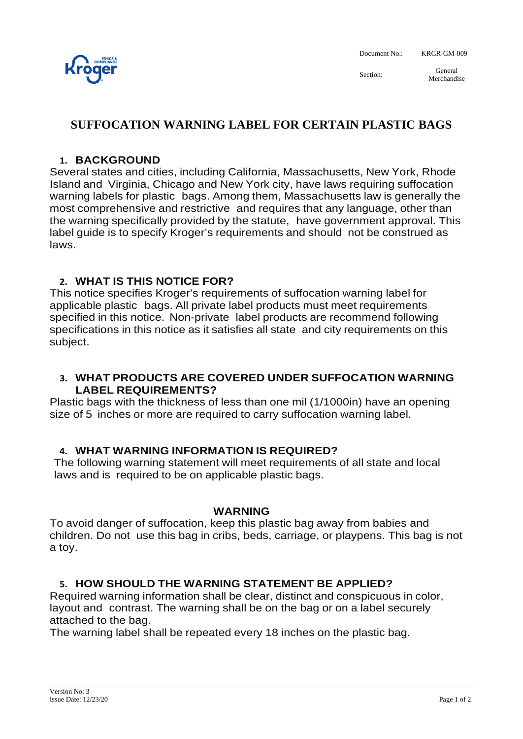Document No.: KRGR-GM-009

Section: General Merchandise

# SUFFOCATION WARNING LABEL FOR CERTAIN PLASTIC BAGS

## 1. BACKGROUND

Several states and cities, including California, Massachusetts, New York, Rhode Island and Virginia, Chicago and New York city, have laws requiring suffocation warning labels for plastic bags. Among them, Massachusetts law is generally the most comprehensive and restrictive and requires that any language, other than the warning specifically provided by the statute, have government approval. This label guide is to specify Kroger's requirements and should not be construed as laws.

## 2. WHAT IS THIS NOTICE FOR?

This notice specifies Kroger's requirements of suffocation warning label for applicable plastic bags. All private label products must meet requirements specified in this notice. Non-private label products are recommend following specifications in this notice as it satisfies all state and city requirements on this subject.

## 3. WHAT PRODUCTS ARE COVERED UNDER SUFFOCATION WARNING LABEL REQUIREMENTS?

Plastic bags with the thickness of less than one mil (1/1000in) have an opening size of 5 inches or more are required to carry suffocation warning label.

## 4. WHAT WARNING INFORMATION IS REQUIRED?

The following warning statement will meet requirements of all state and local laws and is required to be on applicable plastic bags.

**WARNING**

To avoid danger of suffocation, keep this plastic bag away from babies and children. Do not use this bag in cribs, beds, carriage, or playpens. This bag is not a toy.

## 5. HOW SHOULD THE WARNING STATEMENT BE APPLIED?

Required warning information shall be clear, distinct and conspicuous in color, layout and contrast. The warning shall be on the bag or on a label securely attached to the bag.

The warning label shall be repeated every 18 inches on the plastic bag.

Version No: 3
Issue Date: 12/23/20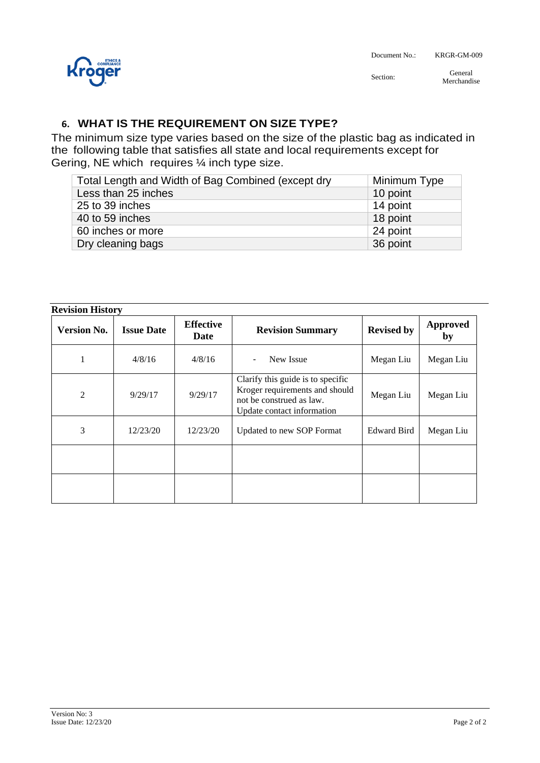## 6. WHAT IS THE REQUIREMENT ON SIZE TYPE?

The minimum size type varies based on the size of the plastic bag as indicated in the following table that satisfies all state and local requirements except for Gering, NE which requires ¼ inch type size.

| Total Length and Width of Bag Combined (except dry | Minimum Type |
|---|---|
| Less than 25 inches | 10 point |
| 25 to 39 inches | 14 point |
| 40 to 59 inches | 18 point |
| 60 inches or more | 24 point |
| Dry cleaning bags | 36 point |

**Revision History**

| Version No. | Issue Date | Effective Date | Revision Summary | Revised by | Approved by |
|---|---|---|---|---|---|
| 1 | 4/8/16 | 4/8/16 | - New Issue | Megan Liu | Megan Liu |
| 2 | 9/29/17 | 9/29/17 | Clarify this guide is to specific Kroger requirements and should not be construed as law. Update contact information | Megan Liu | Megan Liu |
| 3 | 12/23/20 | 12/23/20 | Updated to new SOP Format | Edward Bird | Megan Liu |
| | | | | | |
| | | | | | |